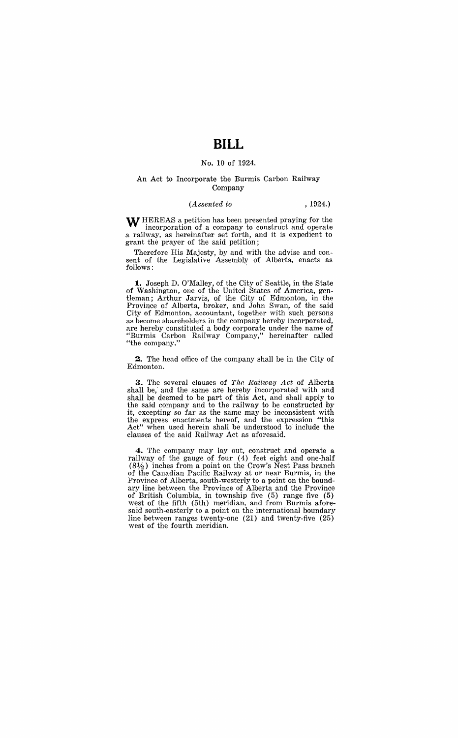# BILL

No. 10 of 1924.

An Act to Incorporate the Burmis Carbon Railway Company

(*Assented to* , 1924.)

WHEREAS a petition has been presented praying for the incorporation of a company to construct and operate a railway, as hereinafter set forth, and it is expedient to grant the prayer of the said petition;

Therefore His Majesty, by and with the advise and consent of the Legislative Assembly of Alberta, enacts as follows:

**1.** Joseph D. O'Malley, of the City of Seattle, in the State of Washington, one of the United States of America, gentleman; Arthur Jarvis, of the City of Edmonton, in the Province of Alberta, broker, and John Swan, of the said City of Edmonton, accountant, together with such persons as become shareholders in the company hereby incorporated, are hereby constituted a body corporate under the name of "Burmis Carbon Railway Company," hereinafter called "the company."

**2.** The head office of the company shall be in the City of Edmonton.

**3.** The several clauses of *The Railway Act* of Alberta shall be, and the same are hereby incorporated with and shall be deemed to be part of this Act, and shall apply to the said company and to the railway to be constructed by it, excepting so far as the same may be inconsistent with the express enactments hereof, and the expression "this Act" when used herein shall be understood to include the clauses of the said Railway Act as aforesaid.

**4.** The company may lay out, construct and operate a railway of the gauge of four (4) feet eight and one-half (8½) inches from a point on the Crow's Nest Pass branch of the Canadian Pacific Railway at or near Burmis, in the Province of Alberta, south-westerly to a point on the boundary line between the Province of Alberta and the Province of British Columbia, in township five (5) range five (5) west of the fifth (5th) meridian, and from Burmis aforesaid south-easterly to a point on the international boundary line between ranges twenty-one (21) and twenty-five (25) west of the fourth meridian.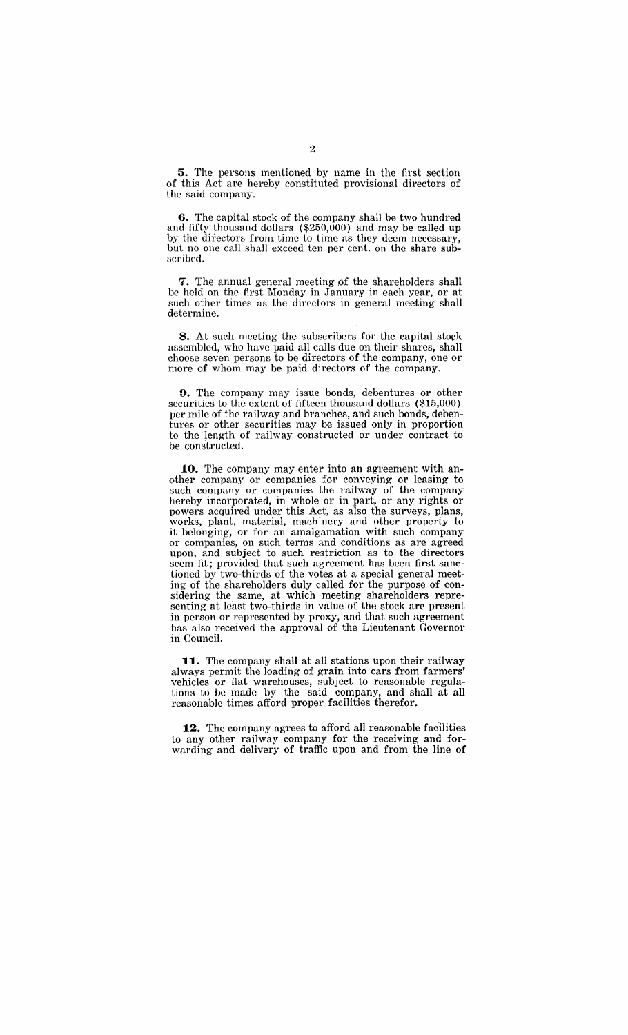**5.** The persons mentioned by name in the first section of this Act are hereby constituted provisional directors of the said company.

**6.** The capital stock of the company shall be two hundred and fifty thousand dollars ($250,000) and may be called up by the directors from time to time as they deem necessary, but no one call shall exceed ten per cent. on the share subscribed.

**7.** The annual general meeting of the shareholders shall be held on the first Monday in January in each year, or at such other times as the directors in general meeting shall determine.

**8.** At such meeting the subscribers for the capital stock assembled, who have paid all calls due on their shares, shall choose seven persons to be directors of the company, one or more of whom may be paid directors of the company.

**9.** The company may issue bonds, debentures or other securities to the extent of fifteen thousand dollars ($15,000) per mile of the railway and branches, and such bonds, debentures or other securities may be issued only in proportion to the length of railway constructed or under contract to be constructed.

**10.** The company may enter into an agreement with another company or companies for conveying or leasing to such company or companies the railway of the company hereby incorporated, in whole or in part, or any rights or powers acquired under this Act, as also the surveys, plans, works, plant, material, machinery and other property to it belonging, or for an amalgamation with such company or companies, on such terms and conditions as are agreed upon, and subject to such restriction as to the directors seem fit; provided that such agreement has been first sanctioned by two-thirds of the votes at a special general meeting of the shareholders duly called for the purpose of considering the same, at which meeting shareholders representing at least two-thirds in value of the stock are present in person or represented by proxy, and that such agreement has also received the approval of the Lieutenant Governor in Council.

**11.** The company shall at all stations upon their railway always permit the loading of grain into cars from farmers' vehicles or flat warehouses, subject to reasonable regulations to be made by the said company, and shall at all reasonable times afford proper facilities therefor.

**12.** The company agrees to afford all reasonable facilities to any other railway company for the receiving and forwarding and delivery of traffic upon and from the line of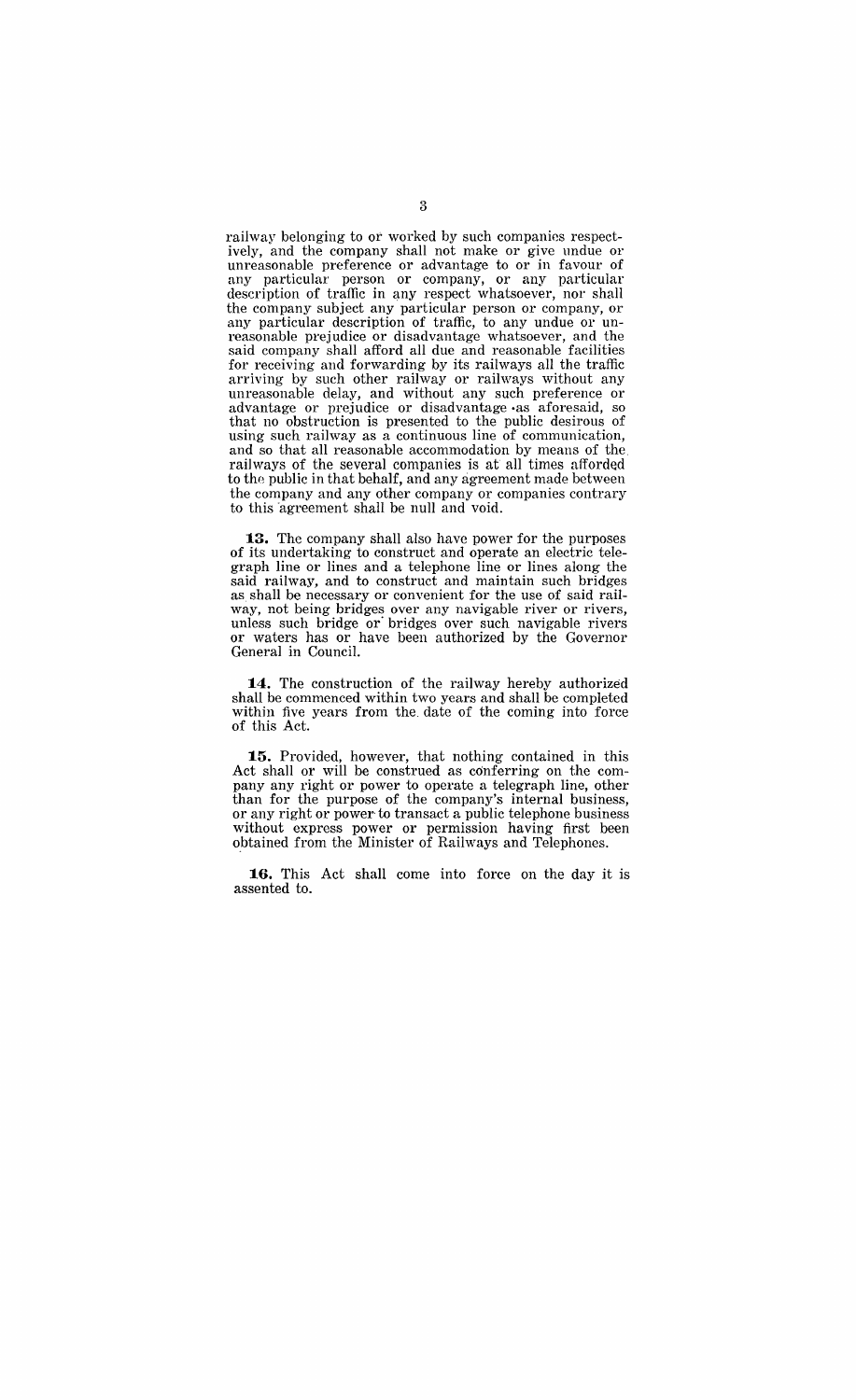railway belonging to or worked by such companies respectively, and the company shall not make or give undue or unreasonable preference or advantage to or in favour of any particular person or company, or any particular description of traffic in any respect whatsoever, nor shall the company subject any particular person or company, or any particular description of traffic, to any undue or unreasonable prejudice or disadvantage whatsoever, and the said company shall afford all due and reasonable facilities for receiving and forwarding by its railways all the traffic arriving by such other railway or railways without any unreasonable delay, and without any such preference or advantage or prejudice or disadvantage as aforesaid, so that no obstruction is presented to the public desirous of using such railway as a continuous line of communication, and so that all reasonable accommodation by means of the railways of the several companies is at all times afforded to the public in that behalf, and any agreement made between the company and any other company or companies contrary to this agreement shall be null and void.

**13.** The company shall also have power for the purposes of its undertaking to construct and operate an electric telegraph line or lines and a telephone line or lines along the said railway, and to construct and maintain such bridges as shall be necessary or convenient for the use of said railway, not being bridges over any navigable river or rivers, unless such bridge or bridges over such navigable rivers or waters has or have been authorized by the Governor General in Council.

**14.** The construction of the railway hereby authorized shall be commenced within two years and shall be completed within five years from the date of the coming into force of this Act.

**15.** Provided, however, that nothing contained in this Act shall or will be construed as conferring on the company any right or power to operate a telegraph line, other than for the purpose of the company's internal business, or any right or power to transact a public telephone business without express power or permission having first been obtained from the Minister of Railways and Telephones.

**16.** This Act shall come into force on the day it is assented to.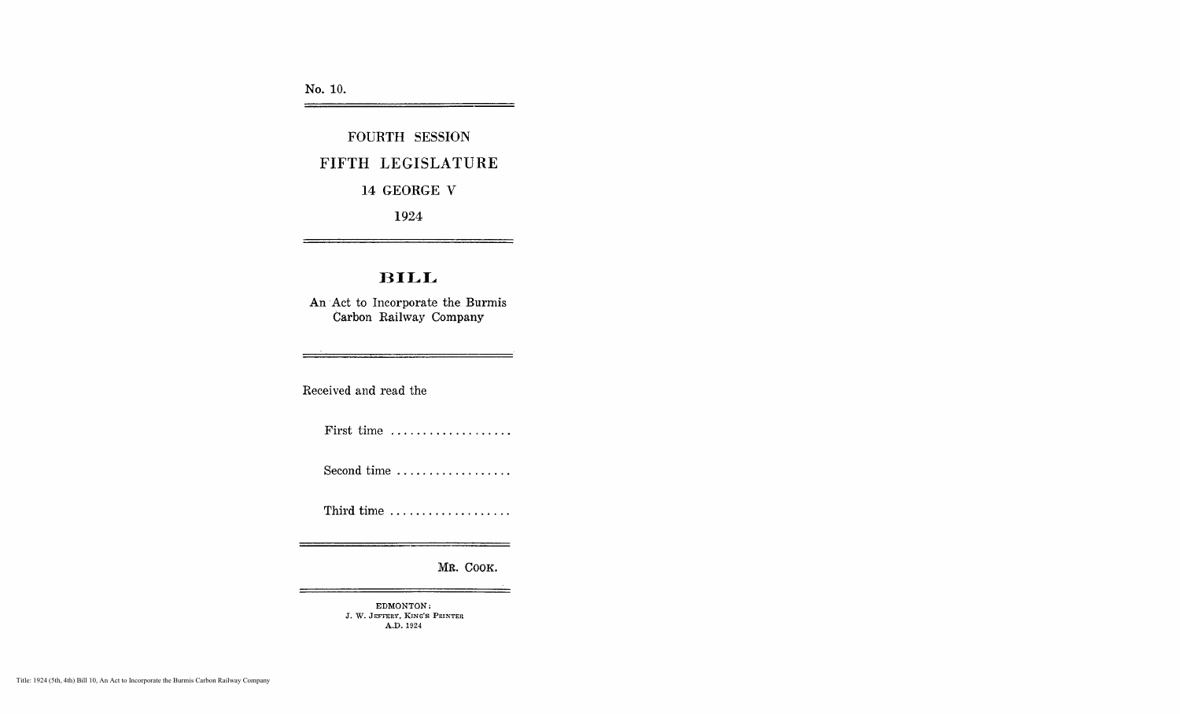No. 10.

FOURTH SESSION

FIFTH LEGISLATURE

14 GEORGE V

1924

# BILL

An Act to Incorporate the Burmis Carbon Railway Company

Received and read the

First time ..................

Second time ..................

Third time ..................

MR. COOK.

EDMONTON:
J. W. JEFFERY, KING'S PRINTER
A.D. 1924

Title: 1924 (5th, 4th) Bill 10, An Act to Incorporate the Burmis Carbon Railway Company